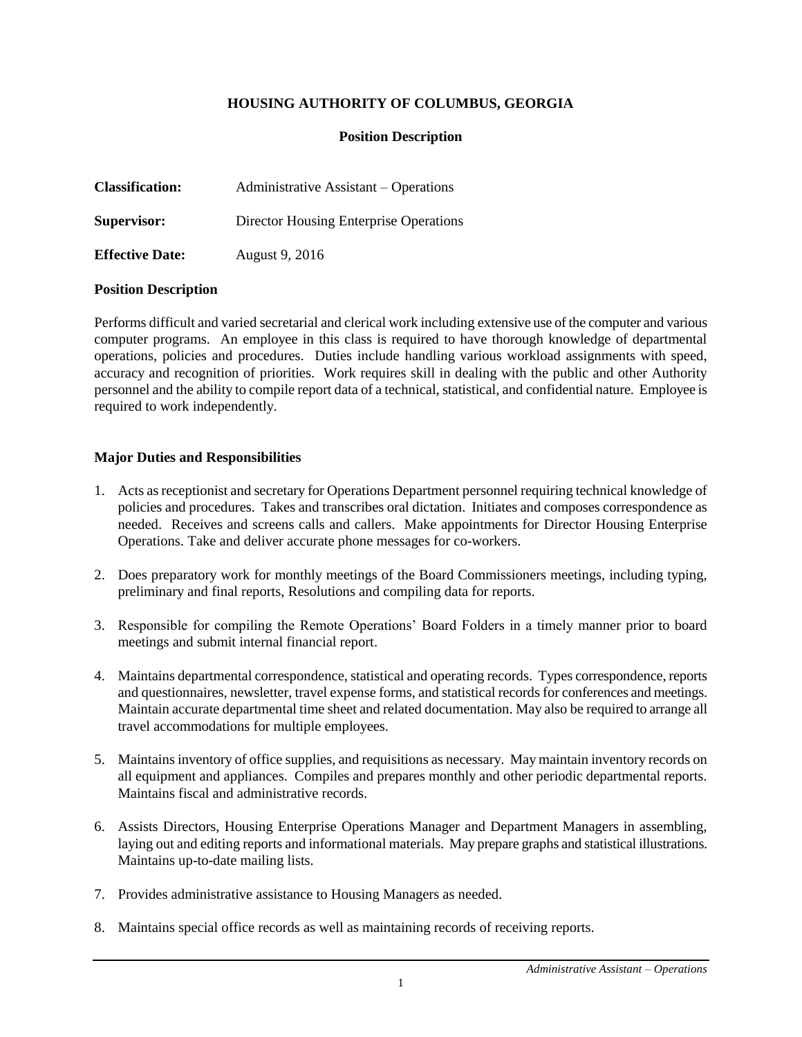# HOUSING AUTHORITY OF COLUMBUS, GEORGIA

## Position Description

**Classification:** Administrative Assistant – Operations

**Supervisor:** Director Housing Enterprise Operations

**Effective Date:** August 9, 2016

### Position Description

Performs difficult and varied secretarial and clerical work including extensive use of the computer and various computer programs. An employee in this class is required to have thorough knowledge of departmental operations, policies and procedures. Duties include handling various workload assignments with speed, accuracy and recognition of priorities. Work requires skill in dealing with the public and other Authority personnel and the ability to compile report data of a technical, statistical, and confidential nature. Employee is required to work independently.

### Major Duties and Responsibilities

1. Acts as receptionist and secretary for Operations Department personnel requiring technical knowledge of policies and procedures. Takes and transcribes oral dictation. Initiates and composes correspondence as needed. Receives and screens calls and callers. Make appointments for Director Housing Enterprise Operations. Take and deliver accurate phone messages for co-workers.

2. Does preparatory work for monthly meetings of the Board Commissioners meetings, including typing, preliminary and final reports, Resolutions and compiling data for reports.

3. Responsible for compiling the Remote Operations' Board Folders in a timely manner prior to board meetings and submit internal financial report.

4. Maintains departmental correspondence, statistical and operating records. Types correspondence, reports and questionnaires, newsletter, travel expense forms, and statistical records for conferences and meetings. Maintain accurate departmental time sheet and related documentation. May also be required to arrange all travel accommodations for multiple employees.

5. Maintains inventory of office supplies, and requisitions as necessary. May maintain inventory records on all equipment and appliances. Compiles and prepares monthly and other periodic departmental reports. Maintains fiscal and administrative records.

6. Assists Directors, Housing Enterprise Operations Manager and Department Managers in assembling, laying out and editing reports and informational materials. May prepare graphs and statistical illustrations. Maintains up-to-date mailing lists.

7. Provides administrative assistance to Housing Managers as needed.

8. Maintains special office records as well as maintaining records of receiving reports.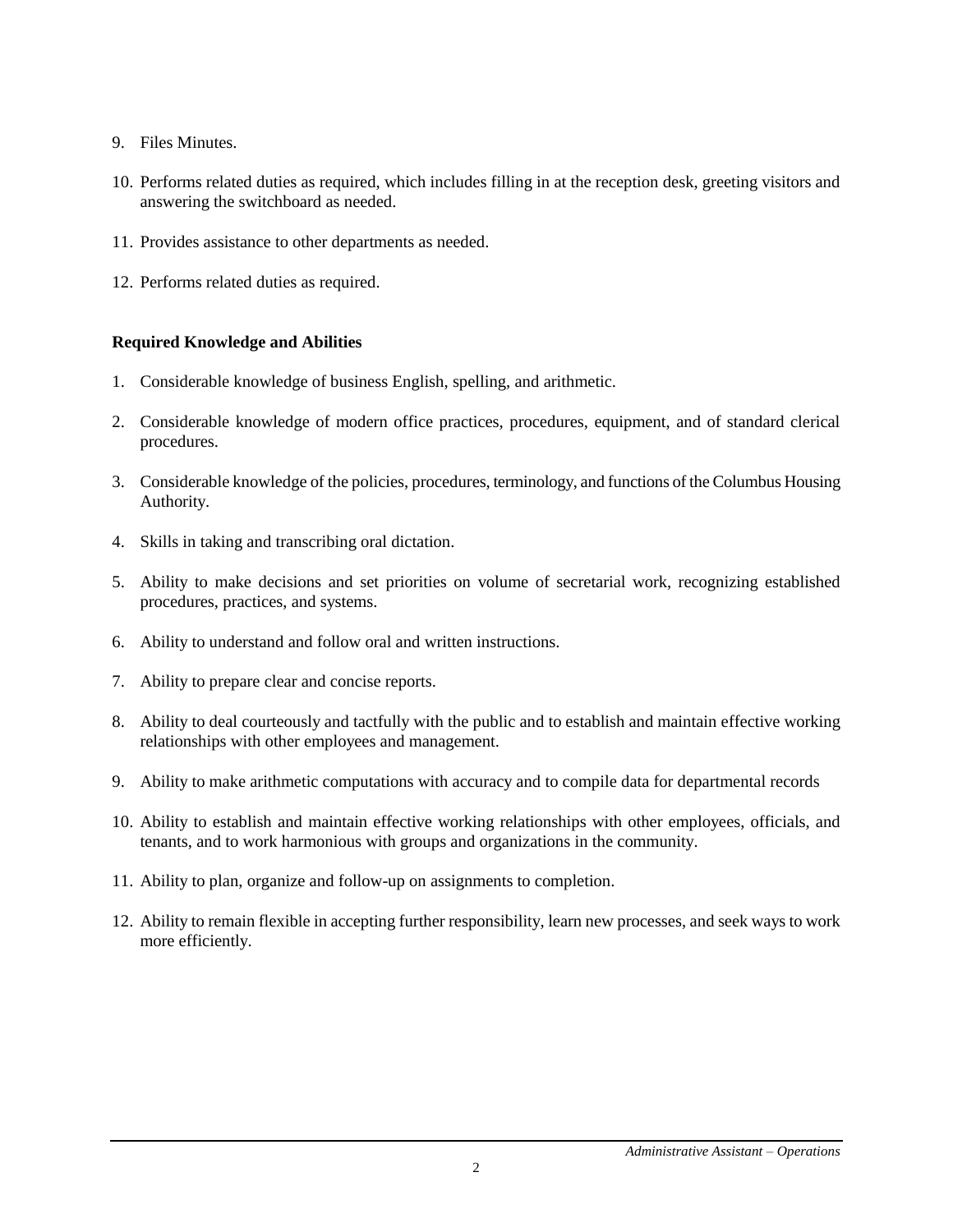9. Files Minutes.

10. Performs related duties as required, which includes filling in at the reception desk, greeting visitors and answering the switchboard as needed.

11. Provides assistance to other departments as needed.

12. Performs related duties as required.

**Required Knowledge and Abilities**

1. Considerable knowledge of business English, spelling, and arithmetic.

2. Considerable knowledge of modern office practices, procedures, equipment, and of standard clerical procedures.

3. Considerable knowledge of the policies, procedures, terminology, and functions of the Columbus Housing Authority.

4. Skills in taking and transcribing oral dictation.

5. Ability to make decisions and set priorities on volume of secretarial work, recognizing established procedures, practices, and systems.

6. Ability to understand and follow oral and written instructions.

7. Ability to prepare clear and concise reports.

8. Ability to deal courteously and tactfully with the public and to establish and maintain effective working relationships with other employees and management.

9. Ability to make arithmetic computations with accuracy and to compile data for departmental records

10. Ability to establish and maintain effective working relationships with other employees, officials, and tenants, and to work harmonious with groups and organizations in the community.

11. Ability to plan, organize and follow-up on assignments to completion.

12. Ability to remain flexible in accepting further responsibility, learn new processes, and seek ways to work more efficiently.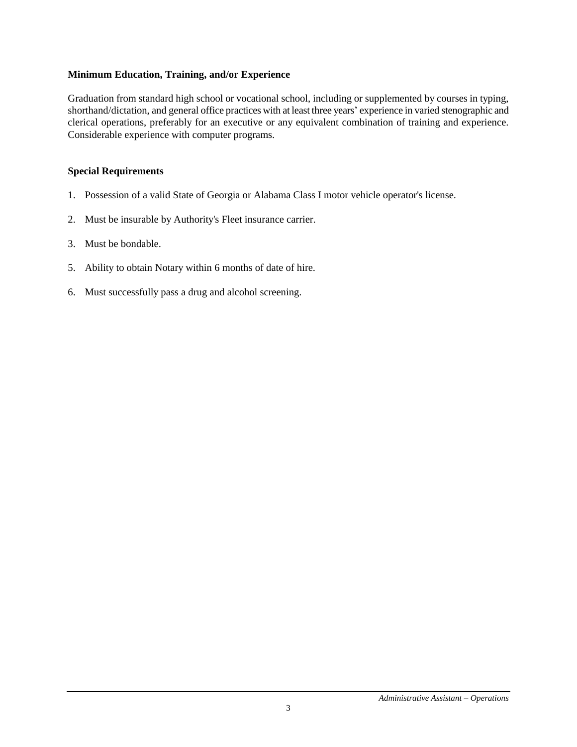**Minimum Education, Training, and/or Experience**

Graduation from standard high school or vocational school, including or supplemented by courses in typing, shorthand/dictation, and general office practices with at least three years' experience in varied stenographic and clerical operations, preferably for an executive or any equivalent combination of training and experience. Considerable experience with computer programs.

**Special Requirements**

1. Possession of a valid State of Georgia or Alabama Class I motor vehicle operator's license.
2. Must be insurable by Authority's Fleet insurance carrier.
3. Must be bondable.
5. Ability to obtain Notary within 6 months of date of hire.
6. Must successfully pass a drug and alcohol screening.